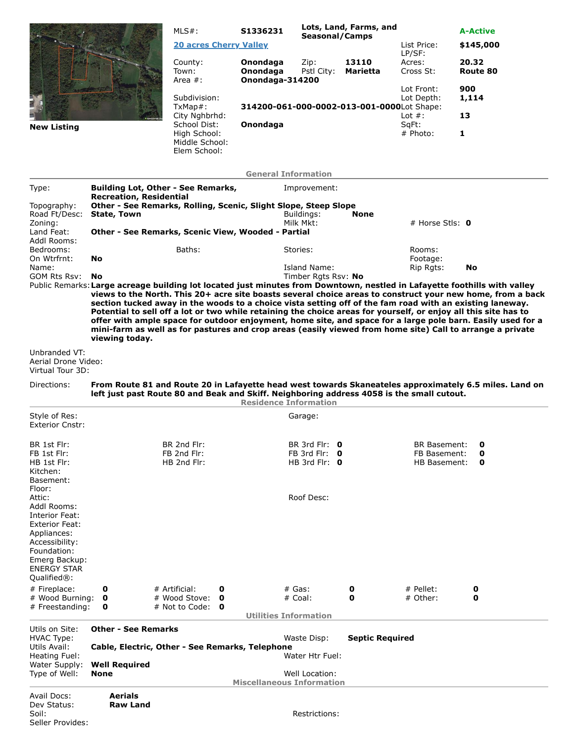New Listing

| | | | | | |
|---|---|---|---|---|---|
| MLS#: | S1336231 | Lots, Land, Farms, and Seasonal/Camps | | | A-Active |
| [20 acres Cherry Valley](#) | | | | List Price: | $145,000 |
| | | | | LP/SF: | |
| County: | Onondaga | Zip: | 13110 | Acres: | 20.32 |
| Town: | Onondaga | Pstl City: | Marietta | Cross St: | Route 80 |
| Area #: | Onondaga-314200 | | | | |
| | | | | Lot Front: | 900 |
| Subdivision: | | | | Lot Depth: | 1,114 |
| TxMap#: | 314200-061-000-0002-013-001-0000 | | | Lot Shape: | |
| City Nghbrhd: | | | | Lot #: | 13 |
| School Dist: | Onondaga | | | SqFt: | |
| High School: | | | | # Photo: | 1 |
| Middle School: | | | | | |
| Elem School: | | | | | |

## General Information

**Type:** Building Lot, Other - See Remarks, Recreation, Residential
**Improvement:**
**Topography:** Other - See Remarks, Rolling, Scenic, Slight Slope, Steep Slope
**Road Ft/Desc:** State, Town
**Buildings:** None
**Zoning:**
**Milk Mkt:**
**# Horse Stls:** 0
**Land Feat:** Other - See Remarks, Scenic View, Wooded - Partial
**Addl Rooms:**
**Bedrooms:**
**Baths:**
**Stories:**
**Rooms:**
**On Wtrfrnt:** No
**Footage:**
**Name:**
**Island Name:**
**Rip Rgts:** No
**GOM Rts Rsv:** No
**Timber Rgts Rsv:** No

**Public Remarks:** Large acreage building lot located just minutes from Downtown, nestled in Lafayette foothills with valley views to the North. This 20+ acre site boasts several choice areas to construct your new home, from a back section tucked away in the woods to a choice vista setting off of the fam road with an existing laneway. Potential to sell off a lot or two while retaining the choice areas for yourself, or enjoy all this site has to offer with ample space for outdoor enjoyment, home site, and space for a large pole barn. Easily used for a mini-farm as well as for pastures and crop areas (easily viewed from home site) Call to arrange a private viewing today.

**Unbranded VT:**
**Aerial Drone Video:**
**Virtual Tour 3D:**

**Directions:** From Route 81 and Route 20 in Lafayette head west towards Skaneateles approximately 6.5 miles. Land on left just past Route 80 and Beak and Skiff. Neighboring address 4058 is the small cutout.

## Residence Information

**Style of Res:**
**Garage:**
**Exterior Cnstr:**

| | | | | | | | |
|---|---|---|---|---|---|---|---|
| BR 1st Flr: | | BR 2nd Flr: | | BR 3rd Flr: | 0 | BR Basement: | 0 |
| FB 1st Flr: | | FB 2nd Flr: | | FB 3rd Flr: | 0 | FB Basement: | 0 |
| HB 1st Flr: | | HB 2nd Flr: | | HB 3rd Flr: | 0 | HB Basement: | 0 |

**Kitchen:**
**Basement:**
**Floor:**
**Attic:**
**Roof Desc:**
**Addl Rooms:**
**Interior Feat:**
**Exterior Feat:**
**Appliances:**
**Accessibility:**
**Foundation:**
**Emerg Backup:**
**ENERGY STAR Qualified®:**

| | | | | | | | |
|---|---|---|---|---|---|---|---|
| # Fireplace: | 0 | # Artificial: | 0 | # Gas: | 0 | # Pellet: | 0 |
| # Wood Burning: | 0 | # Wood Stove: | 0 | # Coal: | 0 | # Other: | 0 |
| # Freestanding: | 0 | # Not to Code: | 0 | | | | |

## Utilities Information

**Utils on Site:** Other - See Remarks
**HVAC Type:**
**Waste Disp:** Septic Required
**Utils Avail:** Cable, Electric, Other - See Remarks, Telephone
**Heating Fuel:**
**Water Htr Fuel:**
**Water Supply:** Well Required
**Type of Well:** None
**Well Location:**

## Miscellaneous Information

**Avail Docs:** Aerials
**Dev Status:** Raw Land
**Soil:**
**Restrictions:**
**Seller Provides:**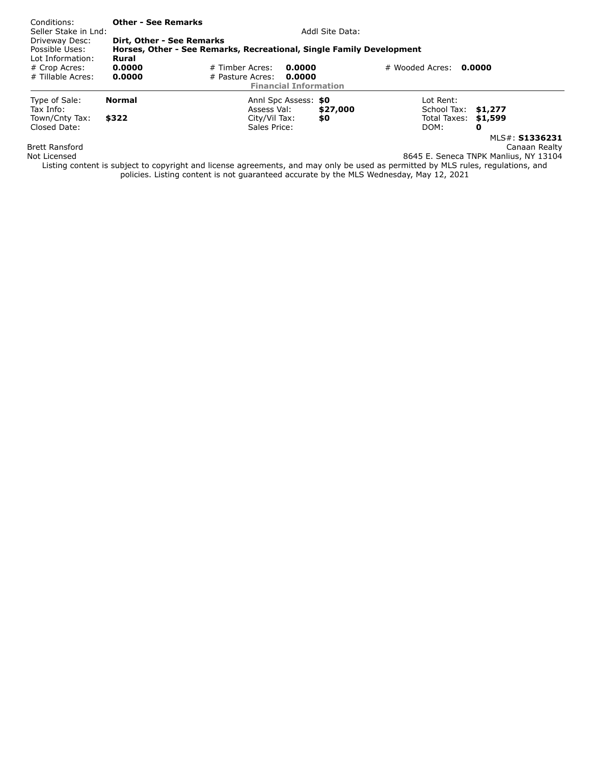| | | | | | |
|---|---|---|---|---|---|
| Conditions: | **Other - See Remarks** | | | | |
| Seller Stake in Lnd: | | | Addl Site Data: | | |
| Driveway Desc: | **Dirt, Other - See Remarks** | | | | |
| Possible Uses: | **Horses, Other - See Remarks, Recreational, Single Family Development** | | | | |
| Lot Information: | **Rural** | | | | |
| # Crop Acres: | **0.0000** | # Timber Acres: | **0.0000** | # Wooded Acres: | **0.0000** |
| # Tillable Acres: | **0.0000** | # Pasture Acres: | **0.0000** | | |

### Financial Information

| | | | | | |
|---|---|---|---|---|---|
| Type of Sale: | **Normal** | Annl Spc Assess: | **$0** | Lot Rent: | |
| Tax Info: | | Assess Val: | **$27,000** | School Tax: | **$1,277** |
| Town/Cnty Tax: | **$322** | City/Vil Tax: | **$0** | Total Taxes: | **$1,599** |
| Closed Date: | | Sales Price: | | DOM: | **0** |

MLS#: **S1336231**

Brett Ransford
Not Licensed

Canaan Realty
8645 E. Seneca TNPK Manlius, NY 13104

Listing content is subject to copyright and license agreements, and may only be used as permitted by MLS rules, regulations, and policies. Listing content is not guaranteed accurate by the MLS Wednesday, May 12, 2021